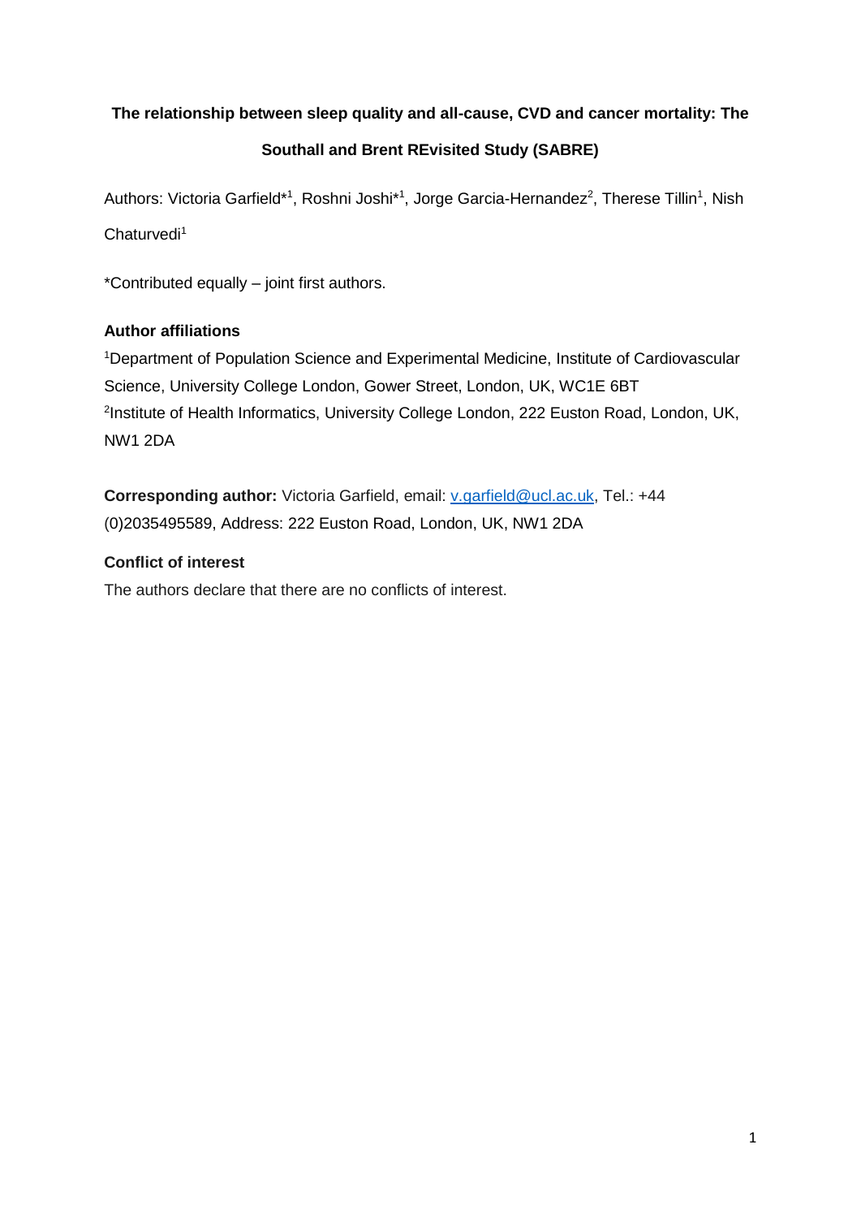**The relationship between sleep quality and all-cause, CVD and cancer mortality: The Southall and Brent REvisited Study (SABRE)**

Authors: Victoria Garfield*[1], Roshni Joshi*[1], Jorge Garcia-Hernandez[2], Therese Tillin[1], Nish Chaturvedi[1]

*Contributed equally – joint first authors.

**Author affiliations**

[1]Department of Population Science and Experimental Medicine, Institute of Cardiovascular Science, University College London, Gower Street, London, UK, WC1E 6BT
[2]Institute of Health Informatics, University College London, 222 Euston Road, London, UK, NW1 2DA

**Corresponding author:** Victoria Garfield, email: v.garfield@ucl.ac.uk, Tel.: +44 (0)2035495589, Address: 222 Euston Road, London, UK, NW1 2DA

**Conflict of interest**

The authors declare that there are no conflicts of interest.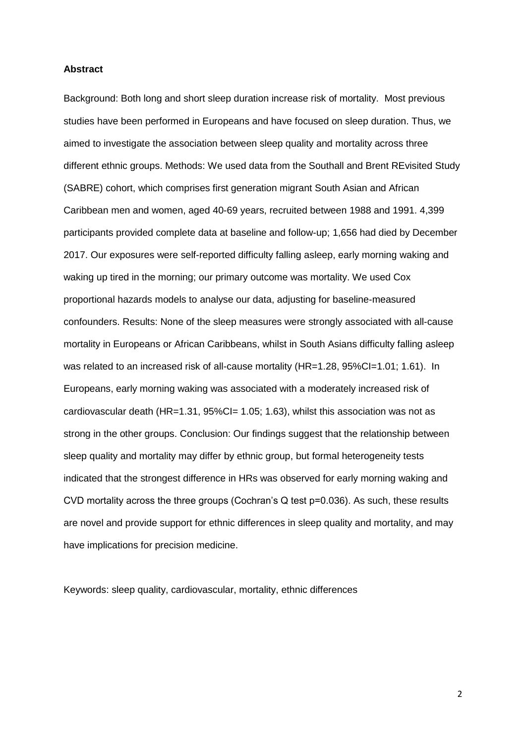**Abstract**

Background: Both long and short sleep duration increase risk of mortality. Most previous studies have been performed in Europeans and have focused on sleep duration. Thus, we aimed to investigate the association between sleep quality and mortality across three different ethnic groups. Methods: We used data from the Southall and Brent REvisited Study (SABRE) cohort, which comprises first generation migrant South Asian and African Caribbean men and women, aged 40-69 years, recruited between 1988 and 1991. 4,399 participants provided complete data at baseline and follow-up; 1,656 had died by December 2017. Our exposures were self-reported difficulty falling asleep, early morning waking and waking up tired in the morning; our primary outcome was mortality. We used Cox proportional hazards models to analyse our data, adjusting for baseline-measured confounders. Results: None of the sleep measures were strongly associated with all-cause mortality in Europeans or African Caribbeans, whilst in South Asians difficulty falling asleep was related to an increased risk of all-cause mortality (HR=1.28, 95%CI=1.01; 1.61). In Europeans, early morning waking was associated with a moderately increased risk of cardiovascular death (HR=1.31, 95%CI= 1.05; 1.63), whilst this association was not as strong in the other groups. Conclusion: Our findings suggest that the relationship between sleep quality and mortality may differ by ethnic group, but formal heterogeneity tests indicated that the strongest difference in HRs was observed for early morning waking and CVD mortality across the three groups (Cochran's Q test p=0.036). As such, these results are novel and provide support for ethnic differences in sleep quality and mortality, and may have implications for precision medicine.

Keywords: sleep quality, cardiovascular, mortality, ethnic differences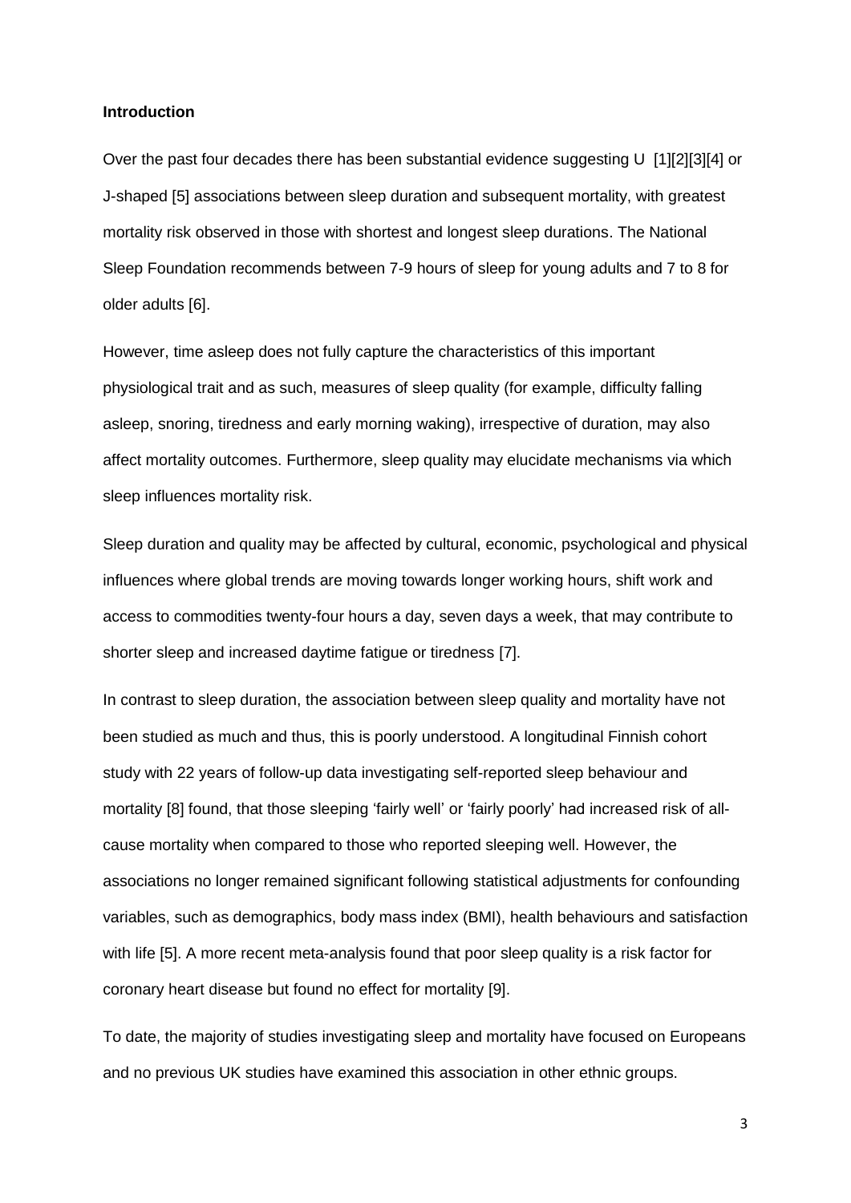## Introduction

Over the past four decades there has been substantial evidence suggesting U [1][2][3][4] or J-shaped [5] associations between sleep duration and subsequent mortality, with greatest mortality risk observed in those with shortest and longest sleep durations. The National Sleep Foundation recommends between 7-9 hours of sleep for young adults and 7 to 8 for older adults [6].

However, time asleep does not fully capture the characteristics of this important physiological trait and as such, measures of sleep quality (for example, difficulty falling asleep, snoring, tiredness and early morning waking), irrespective of duration, may also affect mortality outcomes. Furthermore, sleep quality may elucidate mechanisms via which sleep influences mortality risk.

Sleep duration and quality may be affected by cultural, economic, psychological and physical influences where global trends are moving towards longer working hours, shift work and access to commodities twenty-four hours a day, seven days a week, that may contribute to shorter sleep and increased daytime fatigue or tiredness [7].

In contrast to sleep duration, the association between sleep quality and mortality have not been studied as much and thus, this is poorly understood. A longitudinal Finnish cohort study with 22 years of follow-up data investigating self-reported sleep behaviour and mortality [8] found, that those sleeping 'fairly well' or 'fairly poorly' had increased risk of all-cause mortality when compared to those who reported sleeping well. However, the associations no longer remained significant following statistical adjustments for confounding variables, such as demographics, body mass index (BMI), health behaviours and satisfaction with life [5]. A more recent meta-analysis found that poor sleep quality is a risk factor for coronary heart disease but found no effect for mortality [9].

To date, the majority of studies investigating sleep and mortality have focused on Europeans and no previous UK studies have examined this association in other ethnic groups.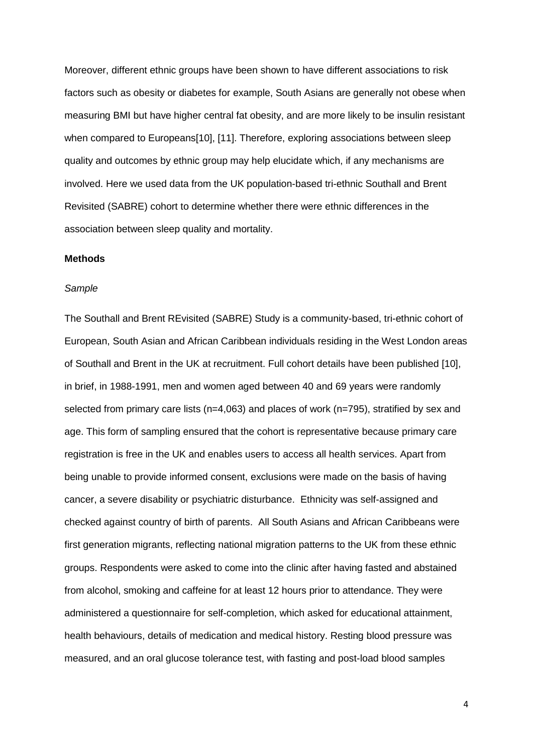Moreover, different ethnic groups have been shown to have different associations to risk factors such as obesity or diabetes for example, South Asians are generally not obese when measuring BMI but have higher central fat obesity, and are more likely to be insulin resistant when compared to Europeans[10], [11]. Therefore, exploring associations between sleep quality and outcomes by ethnic group may help elucidate which, if any mechanisms are involved. Here we used data from the UK population-based tri-ethnic Southall and Brent Revisited (SABRE) cohort to determine whether there were ethnic differences in the association between sleep quality and mortality.

## Methods

### *Sample*

The Southall and Brent REvisited (SABRE) Study is a community-based, tri-ethnic cohort of European, South Asian and African Caribbean individuals residing in the West London areas of Southall and Brent in the UK at recruitment. Full cohort details have been published [10], in brief, in 1988-1991, men and women aged between 40 and 69 years were randomly selected from primary care lists (n=4,063) and places of work (n=795), stratified by sex and age. This form of sampling ensured that the cohort is representative because primary care registration is free in the UK and enables users to access all health services. Apart from being unable to provide informed consent, exclusions were made on the basis of having cancer, a severe disability or psychiatric disturbance. Ethnicity was self-assigned and checked against country of birth of parents. All South Asians and African Caribbeans were first generation migrants, reflecting national migration patterns to the UK from these ethnic groups. Respondents were asked to come into the clinic after having fasted and abstained from alcohol, smoking and caffeine for at least 12 hours prior to attendance. They were administered a questionnaire for self-completion, which asked for educational attainment, health behaviours, details of medication and medical history. Resting blood pressure was measured, and an oral glucose tolerance test, with fasting and post-load blood samples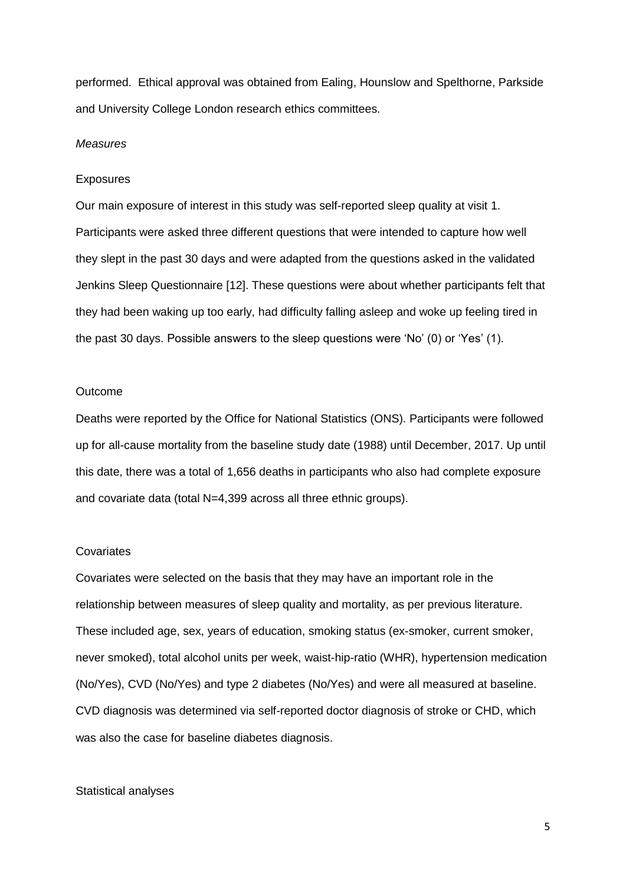performed. Ethical approval was obtained from Ealing, Hounslow and Spelthorne, Parkside and University College London research ethics committees.

*Measures*

Exposures

Our main exposure of interest in this study was self-reported sleep quality at visit 1. Participants were asked three different questions that were intended to capture how well they slept in the past 30 days and were adapted from the questions asked in the validated Jenkins Sleep Questionnaire [12]. These questions were about whether participants felt that they had been waking up too early, had difficulty falling asleep and woke up feeling tired in the past 30 days. Possible answers to the sleep questions were 'No' (0) or 'Yes' (1).

Outcome

Deaths were reported by the Office for National Statistics (ONS). Participants were followed up for all-cause mortality from the baseline study date (1988) until December, 2017. Up until this date, there was a total of 1,656 deaths in participants who also had complete exposure and covariate data (total N=4,399 across all three ethnic groups).

Covariates

Covariates were selected on the basis that they may have an important role in the relationship between measures of sleep quality and mortality, as per previous literature. These included age, sex, years of education, smoking status (ex-smoker, current smoker, never smoked), total alcohol units per week, waist-hip-ratio (WHR), hypertension medication (No/Yes), CVD (No/Yes) and type 2 diabetes (No/Yes) and were all measured at baseline. CVD diagnosis was determined via self-reported doctor diagnosis of stroke or CHD, which was also the case for baseline diabetes diagnosis.

Statistical analyses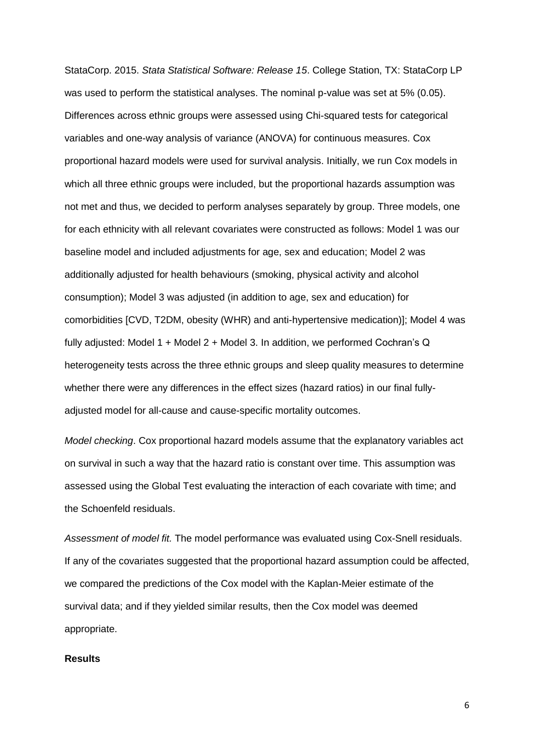StataCorp. 2015. *Stata Statistical Software: Release 15*. College Station, TX: StataCorp LP was used to perform the statistical analyses. The nominal p-value was set at 5% (0.05). Differences across ethnic groups were assessed using Chi-squared tests for categorical variables and one-way analysis of variance (ANOVA) for continuous measures. Cox proportional hazard models were used for survival analysis. Initially, we run Cox models in which all three ethnic groups were included, but the proportional hazards assumption was not met and thus, we decided to perform analyses separately by group. Three models, one for each ethnicity with all relevant covariates were constructed as follows: Model 1 was our baseline model and included adjustments for age, sex and education; Model 2 was additionally adjusted for health behaviours (smoking, physical activity and alcohol consumption); Model 3 was adjusted (in addition to age, sex and education) for comorbidities [CVD, T2DM, obesity (WHR) and anti-hypertensive medication)]; Model 4 was fully adjusted: Model 1 + Model 2 + Model 3. In addition, we performed Cochran's Q heterogeneity tests across the three ethnic groups and sleep quality measures to determine whether there were any differences in the effect sizes (hazard ratios) in our final fully-adjusted model for all-cause and cause-specific mortality outcomes.

*Model checking*. Cox proportional hazard models assume that the explanatory variables act on survival in such a way that the hazard ratio is constant over time. This assumption was assessed using the Global Test evaluating the interaction of each covariate with time; and the Schoenfeld residuals.

*Assessment of model fit.* The model performance was evaluated using Cox-Snell residuals. If any of the covariates suggested that the proportional hazard assumption could be affected, we compared the predictions of the Cox model with the Kaplan-Meier estimate of the survival data; and if they yielded similar results, then the Cox model was deemed appropriate.

**Results**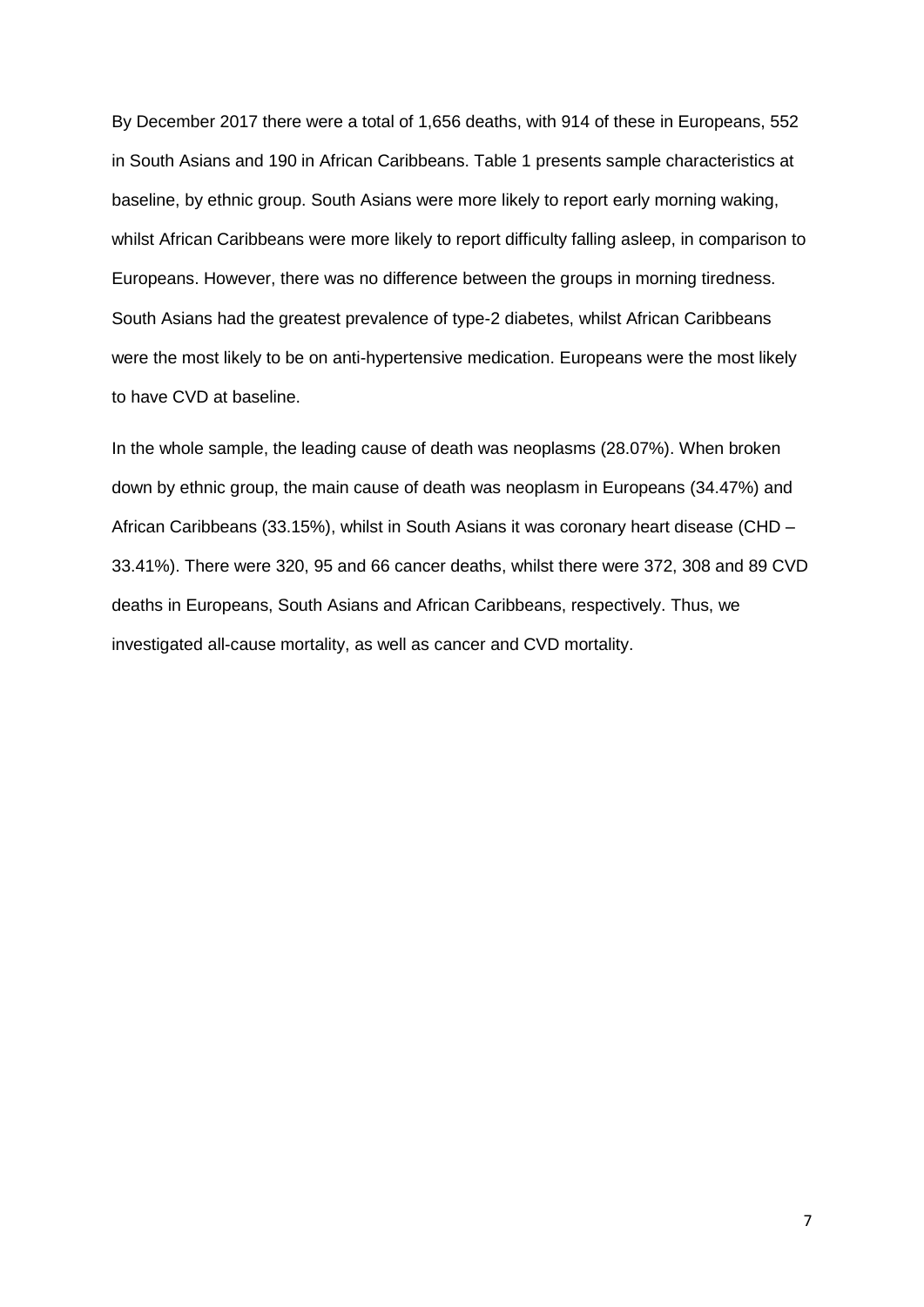By December 2017 there were a total of 1,656 deaths, with 914 of these in Europeans, 552 in South Asians and 190 in African Caribbeans. Table 1 presents sample characteristics at baseline, by ethnic group. South Asians were more likely to report early morning waking, whilst African Caribbeans were more likely to report difficulty falling asleep, in comparison to Europeans. However, there was no difference between the groups in morning tiredness. South Asians had the greatest prevalence of type-2 diabetes, whilst African Caribbeans were the most likely to be on anti-hypertensive medication. Europeans were the most likely to have CVD at baseline.

In the whole sample, the leading cause of death was neoplasms (28.07%). When broken down by ethnic group, the main cause of death was neoplasm in Europeans (34.47%) and African Caribbeans (33.15%), whilst in South Asians it was coronary heart disease (CHD – 33.41%). There were 320, 95 and 66 cancer deaths, whilst there were 372, 308 and 89 CVD deaths in Europeans, South Asians and African Caribbeans, respectively. Thus, we investigated all-cause mortality, as well as cancer and CVD mortality.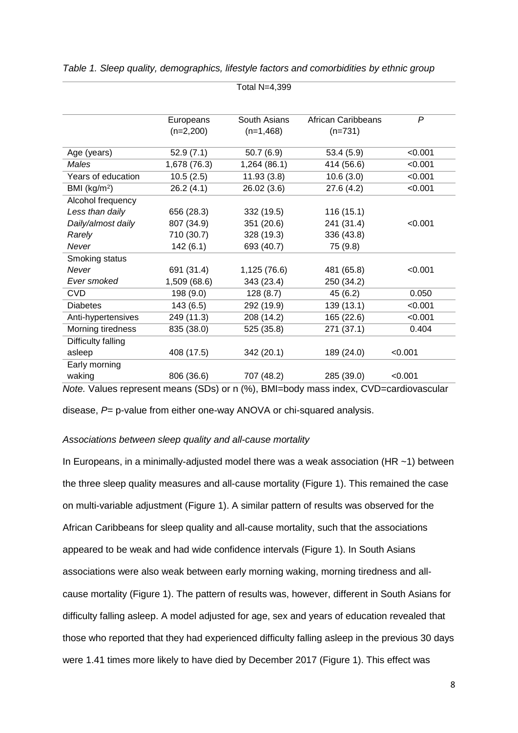*Table 1. Sleep quality, demographics, lifestyle factors and comorbidities by ethnic group*

| | Total N=4,399 | | | |
|---|---|---|---|---|
| | Europeans (n=2,200) | South Asians (n=1,468) | African Caribbeans (n=731) | *P* |
| Age (years) | 52.9 (7.1) | 50.7 (6.9) | 53.4 (5.9) | <0.001 |
| *Males* | 1,678 (76.3) | 1,264 (86.1) | 414 (56.6) | <0.001 |
| Years of education | 10.5 (2.5) | 11.93 (3.8) | 10.6 (3.0) | <0.001 |
| BMI (kg/m$^2$) | 26.2 (4.1) | 26.02 (3.6) | 27.6 (4.2) | <0.001 |
| Alcohol frequency | | | | |
| *Less than daily* | 656 (28.3) | 332 (19.5) | 116 (15.1) | |
| *Daily/almost daily* | 807 (34.9) | 351 (20.6) | 241 (31.4) | <0.001 |
| *Rarely* | 710 (30.7) | 328 (19.3) | 336 (43.8) | |
| *Never* | 142 (6.1) | 693 (40.7) | 75 (9.8) | |
| Smoking status | | | | |
| *Never* | 691 (31.4) | 1,125 (76.6) | 481 (65.8) | <0.001 |
| *Ever smoked* | 1,509 (68.6) | 343 (23.4) | 250 (34.2) | |
| CVD | 198 (9.0) | 128 (8.7) | 45 (6.2) | 0.050 |
| Diabetes | 143 (6.5) | 292 (19.9) | 139 (13.1) | <0.001 |
| Anti-hypertensives | 249 (11.3) | 208 (14.2) | 165 (22.6) | <0.001 |
| Morning tiredness | 835 (38.0) | 525 (35.8) | 271 (37.1) | 0.404 |
| Difficulty falling asleep | 408 (17.5) | 342 (20.1) | 189 (24.0) | <0.001 |
| Early morning waking | 806 (36.6) | 707 (48.2) | 285 (39.0) | <0.001 |

*Note.* Values represent means (SDs) or n (%), BMI=body mass index, CVD=cardiovascular disease, *P*= p-value from either one-way ANOVA or chi-squared analysis.

*Associations between sleep quality and all-cause mortality*

In Europeans, in a minimally-adjusted model there was a weak association (HR ~1) between the three sleep quality measures and all-cause mortality (Figure 1). This remained the case on multi-variable adjustment (Figure 1). A similar pattern of results was observed for the African Caribbeans for sleep quality and all-cause mortality, such that the associations appeared to be weak and had wide confidence intervals (Figure 1). In South Asians associations were also weak between early morning waking, morning tiredness and all-cause mortality (Figure 1). The pattern of results was, however, different in South Asians for difficulty falling asleep. A model adjusted for age, sex and years of education revealed that those who reported that they had experienced difficulty falling asleep in the previous 30 days were 1.41 times more likely to have died by December 2017 (Figure 1). This effect was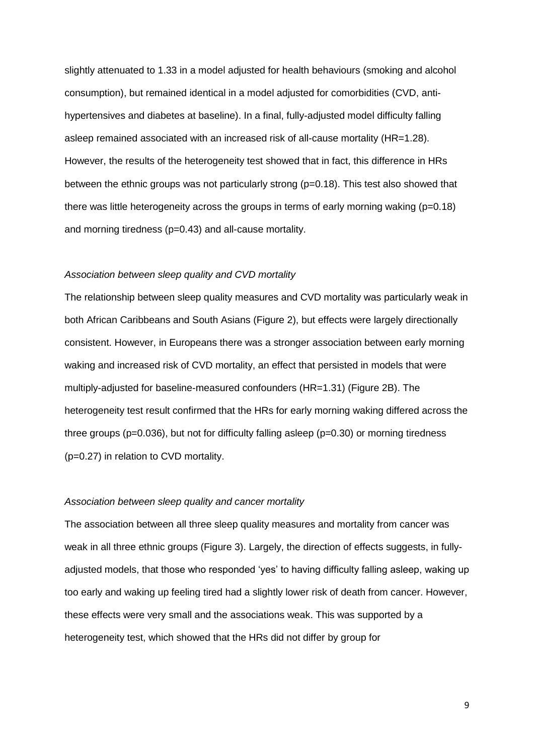slightly attenuated to 1.33 in a model adjusted for health behaviours (smoking and alcohol consumption), but remained identical in a model adjusted for comorbidities (CVD, anti-hypertensives and diabetes at baseline). In a final, fully-adjusted model difficulty falling asleep remained associated with an increased risk of all-cause mortality (HR=1.28). However, the results of the heterogeneity test showed that in fact, this difference in HRs between the ethnic groups was not particularly strong (p=0.18). This test also showed that there was little heterogeneity across the groups in terms of early morning waking (p=0.18) and morning tiredness (p=0.43) and all-cause mortality.

*Association between sleep quality and CVD mortality*

The relationship between sleep quality measures and CVD mortality was particularly weak in both African Caribbeans and South Asians (Figure 2), but effects were largely directionally consistent. However, in Europeans there was a stronger association between early morning waking and increased risk of CVD mortality, an effect that persisted in models that were multiply-adjusted for baseline-measured confounders (HR=1.31) (Figure 2B). The heterogeneity test result confirmed that the HRs for early morning waking differed across the three groups (p=0.036), but not for difficulty falling asleep (p=0.30) or morning tiredness (p=0.27) in relation to CVD mortality.

*Association between sleep quality and cancer mortality*

The association between all three sleep quality measures and mortality from cancer was weak in all three ethnic groups (Figure 3). Largely, the direction of effects suggests, in fully-adjusted models, that those who responded 'yes' to having difficulty falling asleep, waking up too early and waking up feeling tired had a slightly lower risk of death from cancer. However, these effects were very small and the associations weak. This was supported by a heterogeneity test, which showed that the HRs did not differ by group for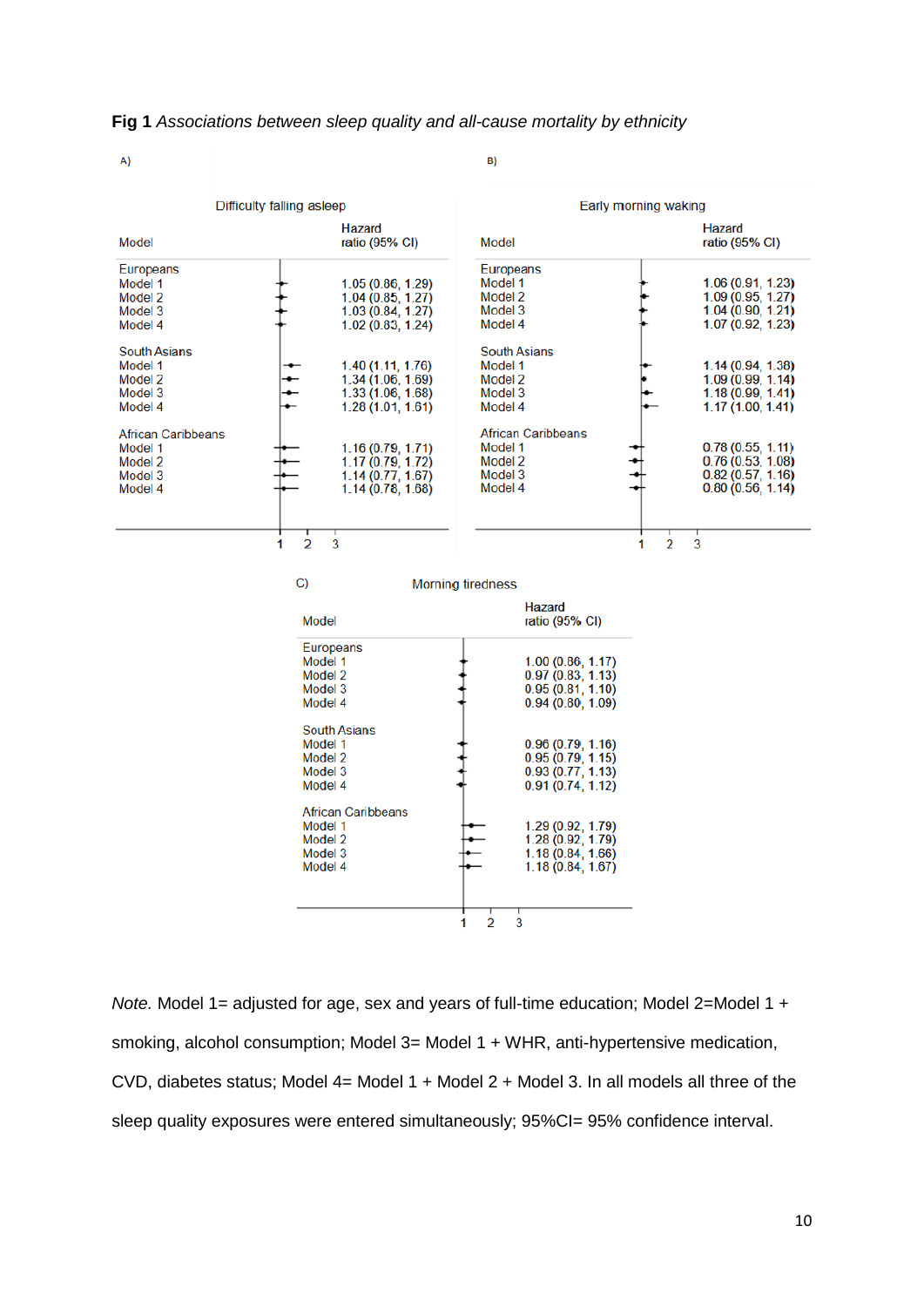**Fig 1** *Associations between sleep quality and all-cause mortality by ethnicity*

A) Difficulty falling asleep

| Model | Hazard ratio (95% CI) |
|---|---|
| **Europeans** | |
| Model 1 | 1.05 (0.86, 1.29) |
| Model 2 | 1.04 (0.85, 1.27) |
| Model 3 | 1.03 (0.84, 1.27) |
| Model 4 | 1.02 (0.83, 1.24) |
| **South Asians** | |
| Model 1 | 1.40 (1.11, 1.76) |
| Model 2 | 1.34 (1.06, 1.69) |
| Model 3 | 1.33 (1.06, 1.68) |
| Model 4 | 1.28 (1.01, 1.61) |
| **African Caribbeans** | |
| Model 1 | 1.16 (0.79, 1.71) |
| Model 2 | 1.17 (0.79, 1.72) |
| Model 3 | 1.14 (0.77, 1.67) |
| Model 4 | 1.14 (0.78, 1.68) |

B) Early morning waking

| Model | Hazard ratio (95% CI) |
|---|---|
| **Europeans** | |
| Model 1 | 1.06 (0.91, 1.23) |
| Model 2 | 1.09 (0.95, 1.27) |
| Model 3 | 1.04 (0.90, 1.21) |
| Model 4 | 1.07 (0.92, 1.23) |
| **South Asians** | |
| Model 1 | 1.14 (0.94, 1.38) |
| Model 2 | 1.09 (0.99, 1.14) |
| Model 3 | 1.18 (0.99, 1.41) |
| Model 4 | 1.17 (1.00, 1.41) |
| **African Caribbeans** | |
| Model 1 | 0.78 (0.55, 1.11) |
| Model 2 | 0.76 (0.53, 1.08) |
| Model 3 | 0.82 (0.57, 1.16) |
| Model 4 | 0.80 (0.56, 1.14) |

C) Morning tiredness

| Model | Hazard ratio (95% CI) |
|---|---|
| **Europeans** | |
| Model 1 | 1.00 (0.86, 1.17) |
| Model 2 | 0.97 (0.83, 1.13) |
| Model 3 | 0.95 (0.81, 1.10) |
| Model 4 | 0.94 (0.80, 1.09) |
| **South Asians** | |
| Model 1 | 0.96 (0.79, 1.16) |
| Model 2 | 0.95 (0.79, 1.15) |
| Model 3 | 0.93 (0.77, 1.13) |
| Model 4 | 0.91 (0.74, 1.12) |
| **African Caribbeans** | |
| Model 1 | 1.29 (0.92, 1.79) |
| Model 2 | 1.28 (0.92, 1.79) |
| Model 3 | 1.18 (0.84, 1.66) |
| Model 4 | 1.18 (0.84, 1.67) |

*Note.* Model 1= adjusted for age, sex and years of full-time education; Model 2=Model 1 + smoking, alcohol consumption; Model 3= Model 1 + WHR, anti-hypertensive medication, CVD, diabetes status; Model 4= Model 1 + Model 2 + Model 3. In all models all three of the sleep quality exposures were entered simultaneously; 95%CI= 95% confidence interval.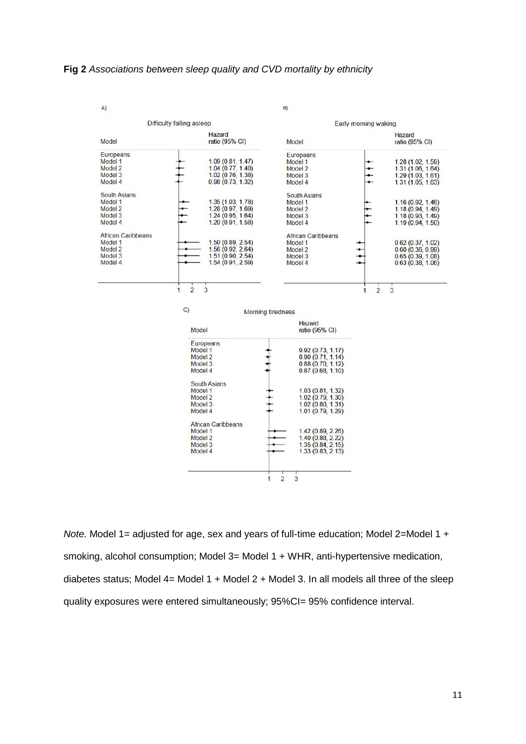**Fig 2** *Associations between sleep quality and CVD mortality by ethnicity*

A) Difficulty falling asleep

| Model | Hazard ratio (95% CI) |
|---|---|
| **Europeans** | |
| Model 1 | 1.09 (0.81, 1.47) |
| Model 2 | 1.04 (0.77, 1.40) |
| Model 3 | 1.02 (0.76, 1.38) |
| Model 4 | 0.98 (0.73, 1.32) |
| **South Asians** | |
| Model 1 | 1.35 (1.03, 1.78) |
| Model 2 | 1.28 (0.97, 1.69) |
| Model 3 | 1.24 (0.95, 1.64) |
| Model 4 | 1.20 (0.91, 1.58) |
| **African Caribbeans** | |
| Model 1 | 1.50 (0.89, 2.54) |
| Model 2 | 1.56 (0.92, 2.64) |
| Model 3 | 1.51 (0.90, 2.54) |
| Model 4 | 1.54 (0.91, 2.59) |

B) Early morning waking

| Model | Hazard ratio (95% CI) |
|---|---|
| **Europeans** | |
| Model 1 | 1.28 (1.02, 1.59) |
| Model 2 | 1.31 (1.06, 1.64) |
| Model 3 | 1.29 (1.03, 1.61) |
| Model 4 | 1.31 (1.05, 1.63) |
| **South Asians** | |
| Model 1 | 1.16 (0.92, 1.46) |
| Model 2 | 1.18 (0.94, 1.49) |
| Model 3 | 1.18 (0.93, 1.49) |
| Model 4 | 1.19 (0.94, 1.50) |
| **African Caribbeans** | |
| Model 1 | 0.62 (0.37, 1.02) |
| Model 2 | 0.60 (0.36, 0.99) |
| Model 3 | 0.65 (0.39, 1.08) |
| Model 4 | 0.63 (0.38, 1.06) |

C) Morning tiredness

| Model | Hazard ratio (95% CI) |
|---|---|
| **Europeans** | |
| Model 1 | 0.92 (0.73, 1.17) |
| Model 2 | 0.90 (0.71, 1.14) |
| Model 3 | 0.88 (0.70, 1.12) |
| Model 4 | 0.87 (0.68, 1.10) |
| **South Asians** | |
| Model 1 | 1.03 (0.81, 1.32) |
| Model 2 | 1.02 (0.79, 1.30) |
| Model 3 | 1.02 (0.80, 1.31) |
| Model 4 | 1.01 (0.79, 1.29) |
| **African Caribbeans** | |
| Model 1 | 1.42 (0.89, 2.26) |
| Model 2 | 1.40 (0.88, 2.22) |
| Model 3 | 1.35 (0.84, 2.15) |
| Model 4 | 1.33 (0.83, 2.13) |

*Note.* Model 1= adjusted for age, sex and years of full-time education; Model 2=Model 1 + smoking, alcohol consumption; Model 3= Model 1 + WHR, anti-hypertensive medication, diabetes status; Model 4= Model 1 + Model 2 + Model 3. In all models all three of the sleep quality exposures were entered simultaneously; 95%CI= 95% confidence interval.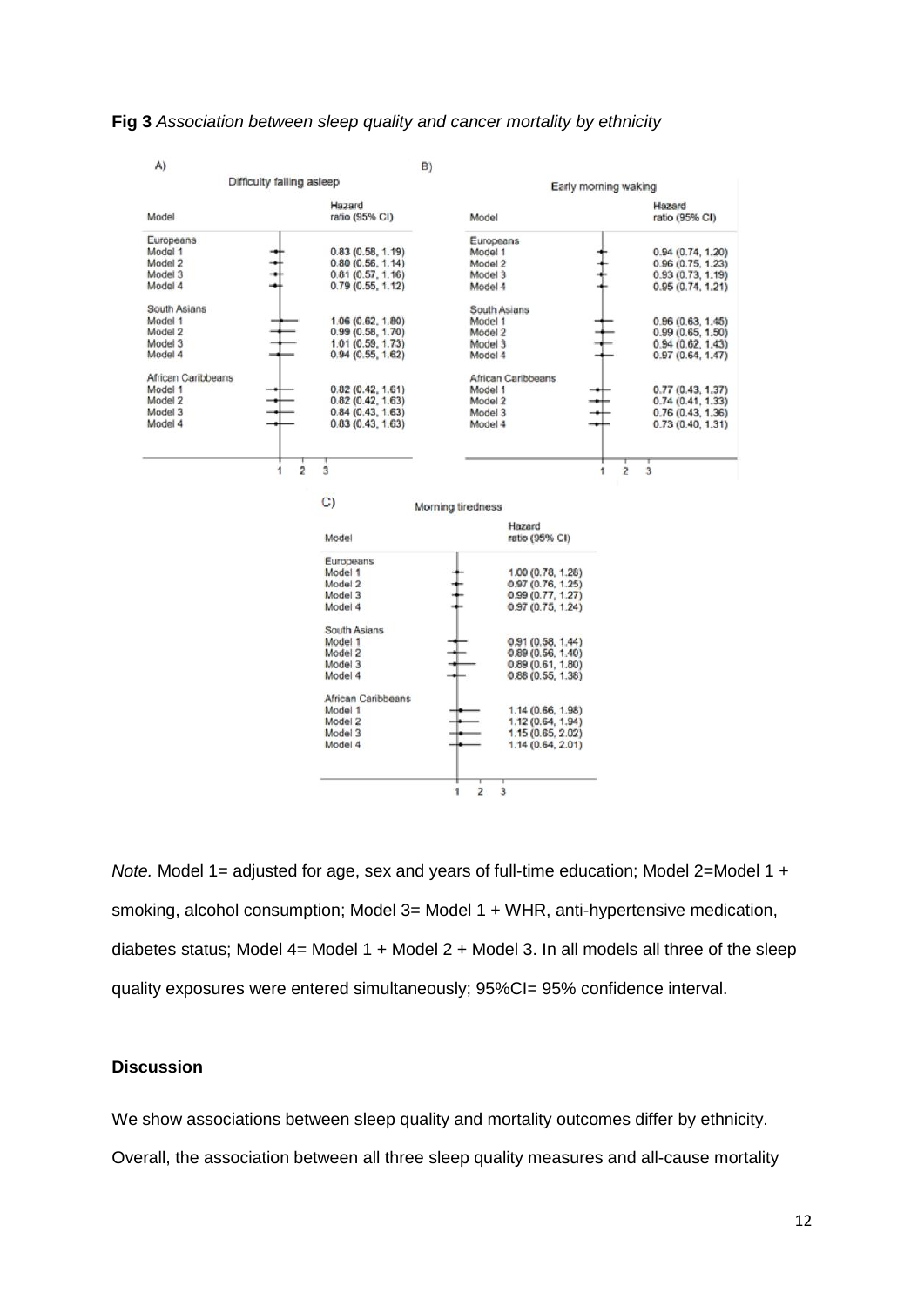**Fig 3** *Association between sleep quality and cancer mortality by ethnicity*

A) Difficulty falling asleep

| Model | Hazard ratio (95% CI) |
|---|---|
| Europeans | |
| Model 1 | 0.83 (0.58, 1.19) |
| Model 2 | 0.80 (0.56, 1.14) |
| Model 3 | 0.81 (0.57, 1.16) |
| Model 4 | 0.79 (0.55, 1.12) |
| South Asians | |
| Model 1 | 1.06 (0.62, 1.80) |
| Model 2 | 0.99 (0.58, 1.70) |
| Model 3 | 1.01 (0.59, 1.73) |
| Model 4 | 0.94 (0.55, 1.62) |
| African Caribbeans | |
| Model 1 | 0.82 (0.42, 1.61) |
| Model 2 | 0.82 (0.42, 1.63) |
| Model 3 | 0.84 (0.43, 1.63) |
| Model 4 | 0.83 (0.43, 1.63) |

B) Early morning waking

| Model | Hazard ratio (95% CI) |
|---|---|
| Europeans | |
| Model 1 | 0.94 (0.74, 1.20) |
| Model 2 | 0.96 (0.75, 1.23) |
| Model 3 | 0.93 (0.73, 1.19) |
| Model 4 | 0.95 (0.74, 1.21) |
| South Asians | |
| Model 1 | 0.96 (0.63, 1.45) |
| Model 2 | 0.99 (0.65, 1.50) |
| Model 3 | 0.94 (0.62, 1.43) |
| Model 4 | 0.97 (0.64, 1.47) |
| African Caribbeans | |
| Model 1 | 0.77 (0.43, 1.37) |
| Model 2 | 0.74 (0.41, 1.33) |
| Model 3 | 0.76 (0.43, 1.36) |
| Model 4 | 0.73 (0.40, 1.31) |

C) Morning tiredness

| Model | Hazard ratio (95% CI) |
|---|---|
| Europeans | |
| Model 1 | 1.00 (0.78, 1.28) |
| Model 2 | 0.97 (0.76, 1.25) |
| Model 3 | 0.99 (0.77, 1.27) |
| Model 4 | 0.97 (0.75, 1.24) |
| South Asians | |
| Model 1 | 0.91 (0.58, 1.44) |
| Model 2 | 0.89 (0.56, 1.40) |
| Model 3 | 0.89 (0.61, 1.80) |
| Model 4 | 0.88 (0.55, 1.38) |
| African Caribbeans | |
| Model 1 | 1.14 (0.66, 1.98) |
| Model 2 | 1.12 (0.64, 1.94) |
| Model 3 | 1.15 (0.65, 2.02) |
| Model 4 | 1.14 (0.64, 2.01) |

*Note.* Model 1= adjusted for age, sex and years of full-time education; Model 2=Model 1 + smoking, alcohol consumption; Model 3= Model 1 + WHR, anti-hypertensive medication, diabetes status; Model 4= Model 1 + Model 2 + Model 3. In all models all three of the sleep quality exposures were entered simultaneously; 95%CI= 95% confidence interval.

## Discussion

We show associations between sleep quality and mortality outcomes differ by ethnicity. Overall, the association between all three sleep quality measures and all-cause mortality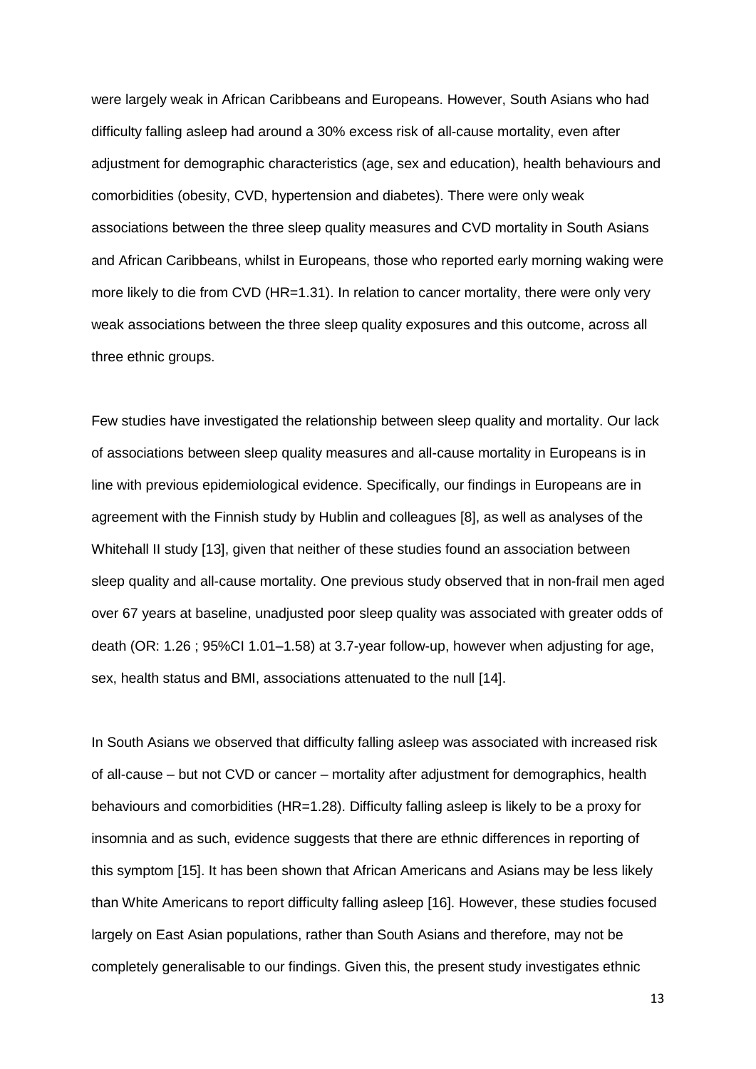were largely weak in African Caribbeans and Europeans. However, South Asians who had difficulty falling asleep had around a 30% excess risk of all-cause mortality, even after adjustment for demographic characteristics (age, sex and education), health behaviours and comorbidities (obesity, CVD, hypertension and diabetes). There were only weak associations between the three sleep quality measures and CVD mortality in South Asians and African Caribbeans, whilst in Europeans, those who reported early morning waking were more likely to die from CVD (HR=1.31). In relation to cancer mortality, there were only very weak associations between the three sleep quality exposures and this outcome, across all three ethnic groups.

Few studies have investigated the relationship between sleep quality and mortality. Our lack of associations between sleep quality measures and all-cause mortality in Europeans is in line with previous epidemiological evidence. Specifically, our findings in Europeans are in agreement with the Finnish study by Hublin and colleagues [8], as well as analyses of the Whitehall II study [13], given that neither of these studies found an association between sleep quality and all-cause mortality. One previous study observed that in non-frail men aged over 67 years at baseline, unadjusted poor sleep quality was associated with greater odds of death (OR: 1.26 ; 95%CI 1.01–1.58) at 3.7-year follow-up, however when adjusting for age, sex, health status and BMI, associations attenuated to the null [14].

In South Asians we observed that difficulty falling asleep was associated with increased risk of all-cause – but not CVD or cancer – mortality after adjustment for demographics, health behaviours and comorbidities (HR=1.28). Difficulty falling asleep is likely to be a proxy for insomnia and as such, evidence suggests that there are ethnic differences in reporting of this symptom [15]. It has been shown that African Americans and Asians may be less likely than White Americans to report difficulty falling asleep [16]. However, these studies focused largely on East Asian populations, rather than South Asians and therefore, may not be completely generalisable to our findings. Given this, the present study investigates ethnic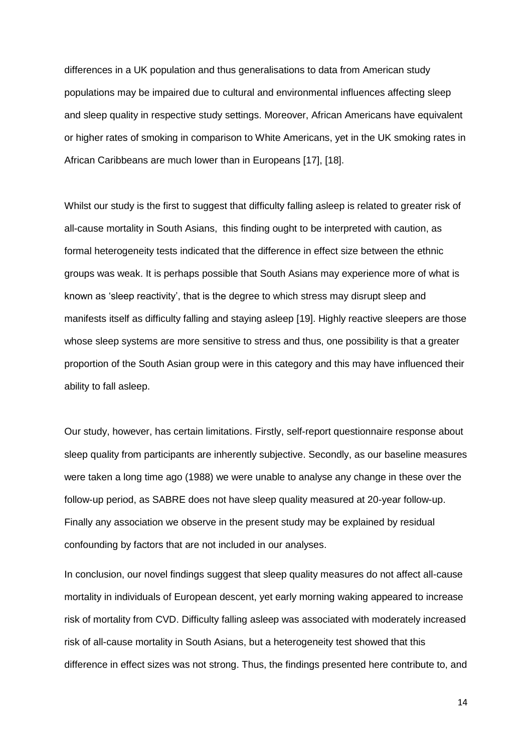differences in a UK population and thus generalisations to data from American study populations may be impaired due to cultural and environmental influences affecting sleep and sleep quality in respective study settings. Moreover, African Americans have equivalent or higher rates of smoking in comparison to White Americans, yet in the UK smoking rates in African Caribbeans are much lower than in Europeans [17], [18].

Whilst our study is the first to suggest that difficulty falling asleep is related to greater risk of all-cause mortality in South Asians,  this finding ought to be interpreted with caution, as formal heterogeneity tests indicated that the difference in effect size between the ethnic groups was weak. It is perhaps possible that South Asians may experience more of what is known as 'sleep reactivity', that is the degree to which stress may disrupt sleep and manifests itself as difficulty falling and staying asleep [19]. Highly reactive sleepers are those whose sleep systems are more sensitive to stress and thus, one possibility is that a greater proportion of the South Asian group were in this category and this may have influenced their ability to fall asleep.

Our study, however, has certain limitations. Firstly, self-report questionnaire response about sleep quality from participants are inherently subjective. Secondly, as our baseline measures were taken a long time ago (1988) we were unable to analyse any change in these over the follow-up period, as SABRE does not have sleep quality measured at 20-year follow-up. Finally any association we observe in the present study may be explained by residual confounding by factors that are not included in our analyses.

In conclusion, our novel findings suggest that sleep quality measures do not affect all-cause mortality in individuals of European descent, yet early morning waking appeared to increase risk of mortality from CVD. Difficulty falling asleep was associated with moderately increased risk of all-cause mortality in South Asians, but a heterogeneity test showed that this difference in effect sizes was not strong. Thus, the findings presented here contribute to, and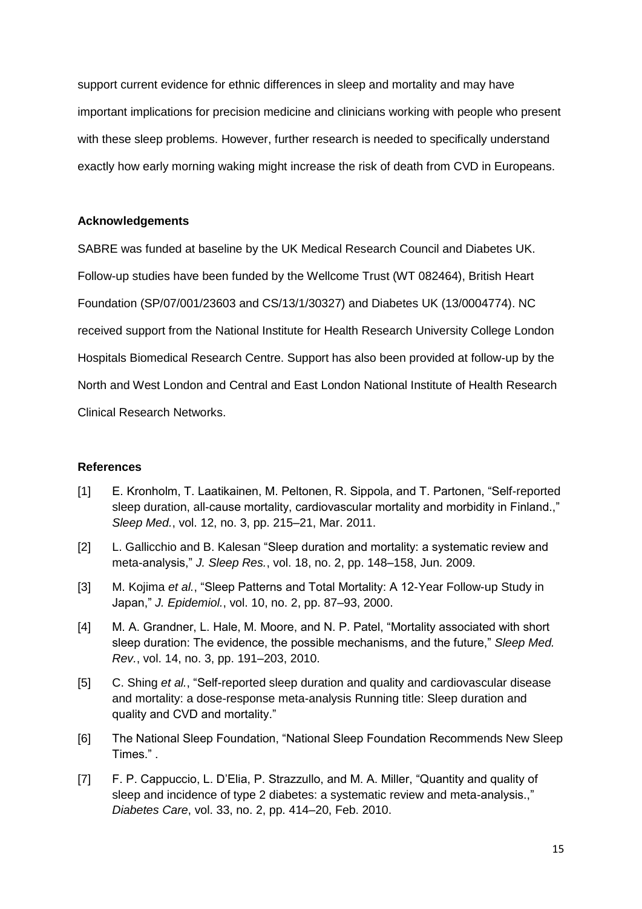support current evidence for ethnic differences in sleep and mortality and may have important implications for precision medicine and clinicians working with people who present with these sleep problems. However, further research is needed to specifically understand exactly how early morning waking might increase the risk of death from CVD in Europeans.

### Acknowledgements

SABRE was funded at baseline by the UK Medical Research Council and Diabetes UK. Follow-up studies have been funded by the Wellcome Trust (WT 082464), British Heart Foundation (SP/07/001/23603 and CS/13/1/30327) and Diabetes UK (13/0004774). NC received support from the National Institute for Health Research University College London Hospitals Biomedical Research Centre. Support has also been provided at follow-up by the North and West London and Central and East London National Institute of Health Research Clinical Research Networks.

### References

[1] E. Kronholm, T. Laatikainen, M. Peltonen, R. Sippola, and T. Partonen, "Self-reported sleep duration, all-cause mortality, cardiovascular mortality and morbidity in Finland.," *Sleep Med.*, vol. 12, no. 3, pp. 215–21, Mar. 2011.

[2] L. Gallicchio and B. Kalesan "Sleep duration and mortality: a systematic review and meta-analysis," *J. Sleep Res.*, vol. 18, no. 2, pp. 148–158, Jun. 2009.

[3] M. Kojima *et al.*, "Sleep Patterns and Total Mortality: A 12-Year Follow-up Study in Japan," *J. Epidemiol.*, vol. 10, no. 2, pp. 87–93, 2000.

[4] M. A. Grandner, L. Hale, M. Moore, and N. P. Patel, "Mortality associated with short sleep duration: The evidence, the possible mechanisms, and the future," *Sleep Med. Rev.*, vol. 14, no. 3, pp. 191–203, 2010.

[5] C. Shing *et al.*, "Self-reported sleep duration and quality and cardiovascular disease and mortality: a dose-response meta-analysis Running title: Sleep duration and quality and CVD and mortality."

[6] The National Sleep Foundation, "National Sleep Foundation Recommends New Sleep Times." .

[7] F. P. Cappuccio, L. D'Elia, P. Strazzullo, and M. A. Miller, "Quantity and quality of sleep and incidence of type 2 diabetes: a systematic review and meta-analysis.," *Diabetes Care*, vol. 33, no. 2, pp. 414–20, Feb. 2010.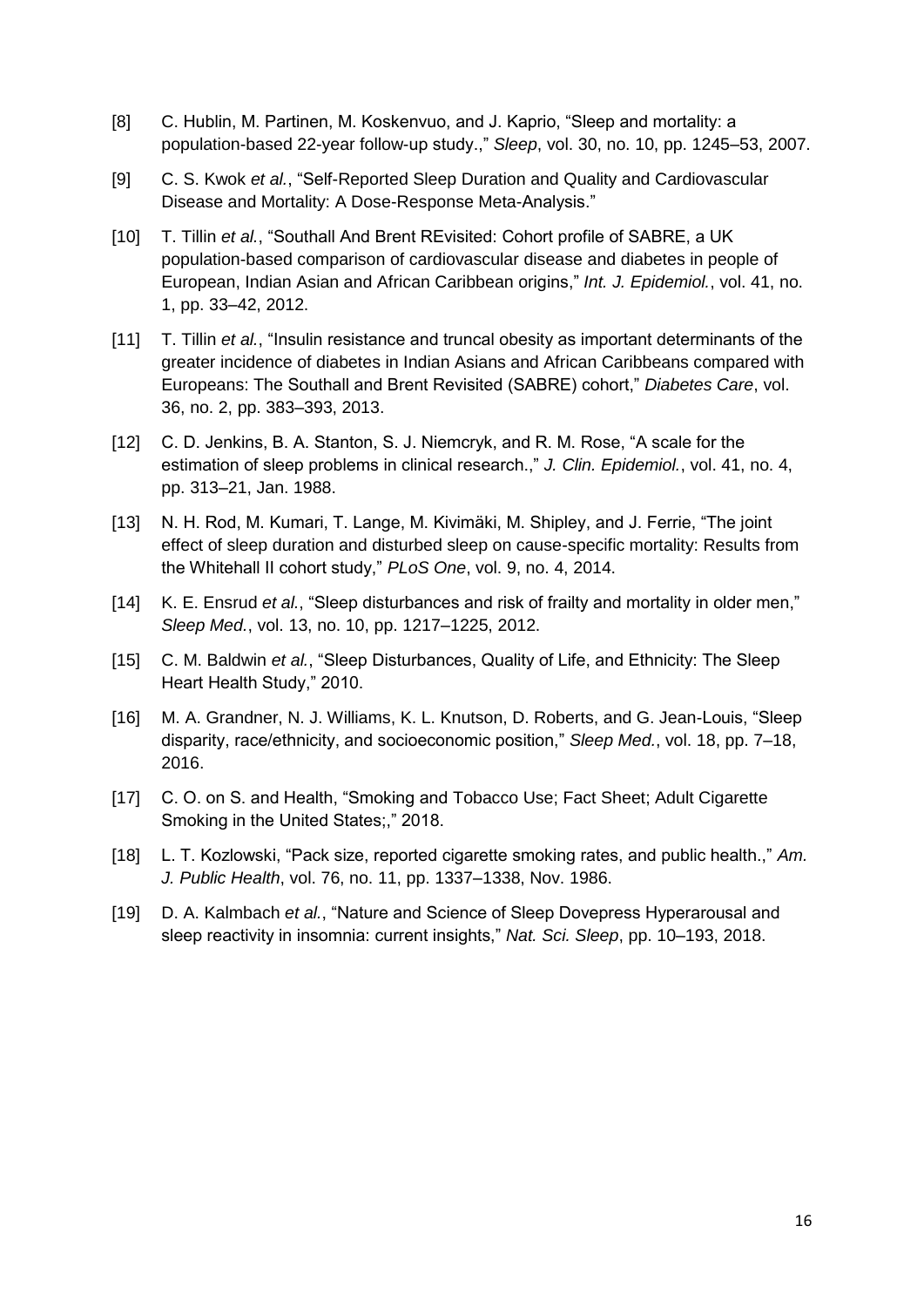[8] C. Hublin, M. Partinen, M. Koskenvuo, and J. Kaprio, "Sleep and mortality: a population-based 22-year follow-up study.," *Sleep*, vol. 30, no. 10, pp. 1245–53, 2007.

[9] C. S. Kwok *et al.*, "Self-Reported Sleep Duration and Quality and Cardiovascular Disease and Mortality: A Dose-Response Meta-Analysis."

[10] T. Tillin *et al.*, "Southall And Brent REvisited: Cohort profile of SABRE, a UK population-based comparison of cardiovascular disease and diabetes in people of European, Indian Asian and African Caribbean origins," *Int. J. Epidemiol.*, vol. 41, no. 1, pp. 33–42, 2012.

[11] T. Tillin *et al.*, "Insulin resistance and truncal obesity as important determinants of the greater incidence of diabetes in Indian Asians and African Caribbeans compared with Europeans: The Southall and Brent Revisited (SABRE) cohort," *Diabetes Care*, vol. 36, no. 2, pp. 383–393, 2013.

[12] C. D. Jenkins, B. A. Stanton, S. J. Niemcryk, and R. M. Rose, "A scale for the estimation of sleep problems in clinical research.," *J. Clin. Epidemiol.*, vol. 41, no. 4, pp. 313–21, Jan. 1988.

[13] N. H. Rod, M. Kumari, T. Lange, M. Kivimäki, M. Shipley, and J. Ferrie, "The joint effect of sleep duration and disturbed sleep on cause-specific mortality: Results from the Whitehall II cohort study," *PLoS One*, vol. 9, no. 4, 2014.

[14] K. E. Ensrud *et al.*, "Sleep disturbances and risk of frailty and mortality in older men," *Sleep Med.*, vol. 13, no. 10, pp. 1217–1225, 2012.

[15] C. M. Baldwin *et al.*, "Sleep Disturbances, Quality of Life, and Ethnicity: The Sleep Heart Health Study," 2010.

[16] M. A. Grandner, N. J. Williams, K. L. Knutson, D. Roberts, and G. Jean-Louis, "Sleep disparity, race/ethnicity, and socioeconomic position," *Sleep Med.*, vol. 18, pp. 7–18, 2016.

[17] C. O. on S. and Health, "Smoking and Tobacco Use; Fact Sheet; Adult Cigarette Smoking in the United States;," 2018.

[18] L. T. Kozlowski, "Pack size, reported cigarette smoking rates, and public health.," *Am. J. Public Health*, vol. 76, no. 11, pp. 1337–1338, Nov. 1986.

[19] D. A. Kalmbach *et al.*, "Nature and Science of Sleep Dovepress Hyperarousal and sleep reactivity in insomnia: current insights," *Nat. Sci. Sleep*, pp. 10–193, 2018.